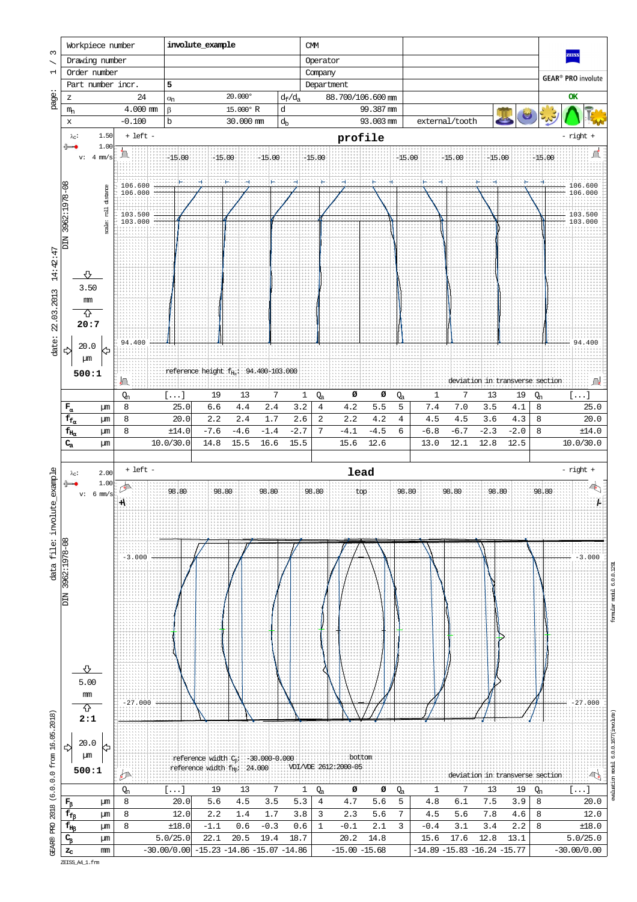| Workpiece number | involute_example | CMM | | |
|---|---|---|---|---|
| Drawing number | | Operator | | |
| Order number | | Company | | |
| Part number incr. | 5 | Department | | GEAR® PRO involute |
| z 24 | $\alpha_n$ 20.000° | $d_f/d_a$ 88.700/106.600 mm | | OK |
| $m_n$ 4.000 mm | $\beta$ 15.000° R | d 99.387 mm | | |
| x -0.100 | b 30.000 mm | $d_b$ 93.003 mm | external/tooth | |

date: 22.03.2013 14:42:47

DIN 3962:1978-08

## profile

$\lambda_c$: 1.50, 1.00, v: 4 mm/s

+ left - / - right +

-15.00 -15.00 -15.00 -15.00 -15.00 -15.00 -15.00 -15.00

106.600, 106.000, 103.500, 103.000, 94.400

scale: roll distance

3.50 mm, 20:7

20.0 µm, 500:1

reference height $f_{H\alpha}$: 94.400-103.000

deviation in transverse section

| | | $Q_n$ | [...] | 19 | 13 | 7 | 1 | $Q_a$ | Ø | Ø | $Q_a$ | 1 | 7 | 13 | 19 | $Q_n$ | [...] |
|---|---|---|---|---|---|---|---|---|---|---|---|---|---|---|---|---|---|
| $F_\alpha$ | µm | 8 | 25.0 | 6.6 | 4.4 | 2.4 | 3.2 | 4 | 4.2 | 5.5 | 5 | 7.4 | 7.0 | 3.5 | 4.1 | 8 | 25.0 |
| $f_{f\alpha}$ | µm | 8 | 20.0 | 2.2 | 2.4 | 1.7 | 2.6 | 2 | 2.2 | 4.2 | 4 | 4.5 | 4.5 | 3.6 | 4.3 | 8 | 20.0 |
| $f_{H\alpha}$ | µm | 8 | ±14.0 | -7.6 | -4.6 | -1.4 | -2.7 | 7 | -4.1 | -4.5 | 6 | -6.8 | -6.7 | -2.3 | -2.0 | 8 | ±14.0 |
| $C_a$ | µm | | 10.0/30.0 | 14.8 | 15.5 | 16.6 | 15.5 | | 15.6 | 12.6 | | 13.0 | 12.1 | 12.8 | 12.5 | | 10.0/30.0 |

data file: involute_example

DIN 3962:1978-08

## lead

$\lambda_c$: 2.00, 1.00, v: 6 mm/s

+ left - / - right +

98.80 98.80 98.80 98.80 top 98.80 98.80 98.80 98.80

-3.000, -27.000

5.00 mm, 2:1

20.0 µm, 500:1

reference width $C_\beta$: -30.000-0.000

reference width $f_{H\beta}$: 24.000

bottom

VDI/VDE 2612:2000-05

deviation in transverse section

| | | $Q_n$ | [...] | 19 | 13 | 7 | 1 | $Q_a$ | Ø | Ø | $Q_a$ | 1 | 7 | 13 | 19 | $Q_n$ | [...] |
|---|---|---|---|---|---|---|---|---|---|---|---|---|---|---|---|---|---|
| $F_\beta$ | µm | 8 | 20.0 | 5.6 | 4.5 | 3.5 | 5.3 | 4 | 4.7 | 5.6 | 5 | 4.8 | 6.1 | 7.5 | 3.9 | 8 | 20.0 |
| $f_{f\beta}$ | µm | 8 | 12.0 | 2.2 | 1.4 | 1.7 | 3.8 | 3 | 2.3 | 5.6 | 7 | 4.5 | 5.6 | 7.8 | 4.6 | 8 | 12.0 |
| $f_{H\beta}$ | µm | 8 | ±18.0 | -1.1 | 0.6 | -0.3 | 0.6 | 1 | -0.1 | 2.1 | 3 | -0.4 | 3.1 | 3.4 | 2.2 | 8 | ±18.0 |
| $C_\beta$ | µm | | 5.0/25.0 | 22.1 | 20.5 | 19.4 | 18.7 | | 20.2 | 14.8 | | 15.6 | 17.6 | 12.8 | 13.1 | | 5.0/25.0 |
| $Z_c$ | mm | | -30.00/0.00 | -15.23 | -14.86 | -15.07 | -14.86 | | -15.00 | -15.68 | | -14.89 | -15.83 | -16.24 | -15.77 | | -30.00/0.00 |

GEAR® PRO 2018 (6.0.0.0 from 16.05.2018)

formular modul 6.0.0.1231

evaluation modul 6.0.0.1677(involute)

ZEISS_A4_1.frm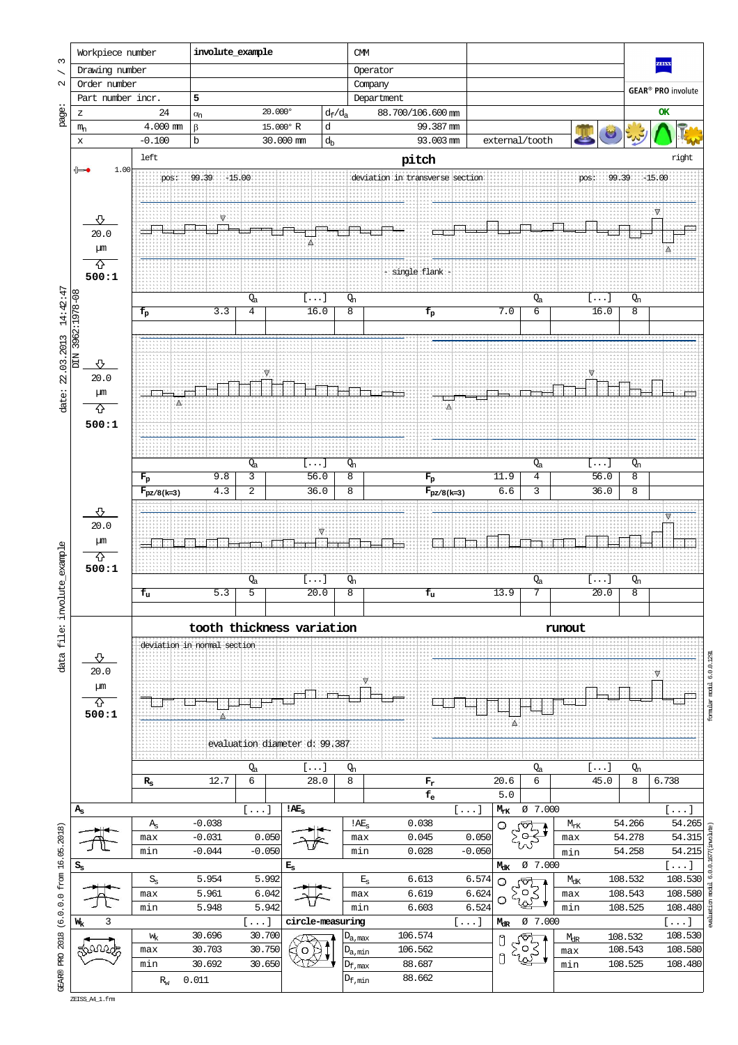| Workpiece number | involute_example | CMM | | |
|---|---|---|---|---|
| Drawing number | | Operator | | |
| Order number | | Company | | GEAR® PRO involute |
| Part number incr. | 5 | Department | | |

| z | 24 | $\alpha_n$ | 20.000° | $d_f/d_a$ | 88.700/106.600 mm | | OK |
|---|---|---|---|---|---|---|---|
| $m_n$ | 4.000 mm | $\beta$ | 15.000° R | d | 99.387 mm | | |
| x | -0.100 | b | 30.000 mm | $d_b$ | 93.003 mm | external/tooth | |

## pitch

left / right

pos: 99.39 -15.00 — deviation in transverse section — pos: 99.39 -15.00

20.0 µm, 500:1

- single flank -

| | | $Q_a$ | [...] | $Q_n$ | | | $Q_a$ | [...] | $Q_n$ |
|---|---|---|---|---|---|---|---|---|---|
| $f_p$ | 3.3 | 4 | 16.0 | 8 | $f_p$ | 7.0 | 6 | 16.0 | 8 |

20.0 µm, 500:1

| | | $Q_a$ | [...] | $Q_n$ | | | $Q_a$ | [...] | $Q_n$ |
|---|---|---|---|---|---|---|---|---|---|
| $F_p$ | 9.8 | 3 | 56.0 | 8 | $F_p$ | 11.9 | 4 | 56.0 | 8 |
| $F_{pz/8(k=3)}$ | 4.3 | 2 | 36.0 | 8 | $F_{pz/8(k=3)}$ | 6.6 | 3 | 36.0 | 8 |

20.0 µm, 500:1

| | | $Q_a$ | [...] | $Q_n$ | | | $Q_a$ | [...] | $Q_n$ |
|---|---|---|---|---|---|---|---|---|---|
| $f_u$ | 5.3 | 5 | 20.0 | 8 | $f_u$ | 13.9 | 7 | 20.0 | 8 |

## tooth thickness variation / runout

deviation in normal section

20.0 µm, 500:1

evaluation diameter d: 99.387

| | | $Q_a$ | [...] | $Q_n$ | | | $Q_a$ | [...] | $Q_n$ | |
|---|---|---|---|---|---|---|---|---|---|---|
| $R_s$ | 12.7 | 6 | 28.0 | 8 | $F_r$ | 20.6 | 6 | 45.0 | 8 | 6.738 |
| | | | | | $f_e$ | 5.0 | | | | |

| $A_s$ | | [...] | !$AE_s$ | | [...] | $M_{rK}$ Ø 7.000 | | [...] |
|---|---|---|---|---|---|---|---|---|
| $A_s$ | -0.038 | | !$AE_s$ | 0.038 | | $M_{rK}$ | 54.266 | 54.265 |
| max | -0.031 | 0.050 | max | 0.045 | 0.050 | max | 54.278 | 54.315 |
| min | -0.044 | -0.050 | min | 0.028 | -0.050 | min | 54.258 | 54.215 |

| $S_s$ | | | $E_s$ | | | $M_{dK}$ Ø 7.000 | | [...] |
|---|---|---|---|---|---|---|---|---|
| $S_s$ | 5.954 | 5.992 | $E_s$ | 6.613 | 6.574 | $M_{dK}$ | 108.532 | 108.530 |
| max | 5.961 | 6.042 | max | 6.619 | 6.624 | max | 108.543 | 108.580 |
| min | 5.948 | 5.942 | min | 6.603 | 6.524 | min | 108.525 | 108.480 |

| $W_k$ 3 | | [...] | circle-measuring | | [...] | $M_{dR}$ Ø 7.000 | | [...] |
|---|---|---|---|---|---|---|---|---|
| $W_k$ | 30.696 | 30.700 | $D_{a,max}$ | 106.574 | | $M_{dR}$ | 108.532 | 108.530 |
| max | 30.703 | 30.750 | $D_{a,min}$ | 106.562 | | max | 108.543 | 108.580 |
| min | 30.692 | 30.650 | $D_{f,max}$ | 88.687 | | min | 108.525 | 108.480 |
| $R_w$ | 0.011 | | $D_{f,min}$ | 88.662 | | | | |

date: 22.03.2013 14:42:47 DIN 3962:1978-08

data file: involute_example

GEAR® PRO 2018 (6.0.0.0 from 16.05.2018)

formular modul 6.0.0.1231

evaluation modul 6.0.0.1677(involute)

ZEISS_A4_1.frm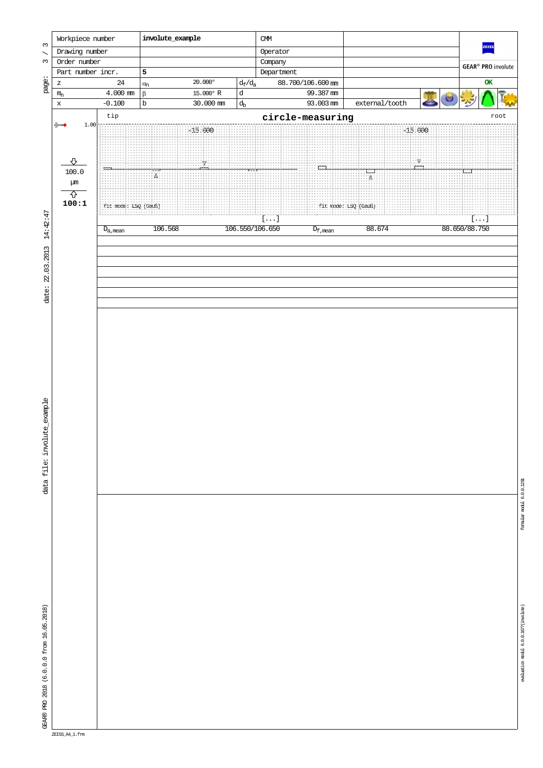| | | | | | | | |
|---|---|---|---|---|---|---|---|
| Workpiece number | | **involute_example** | | CMM | | | ZEISS |
| Drawing number | | | | Operator | | | |
| Order number | | | | Company | | | GEAR® PRO involute |
| Part number incr. | | **5** | | Department | | | |
| z | 24 | $\alpha_n$ | 20.000° | $d_f/d_a$ | 88.700/106.600 mm | | **OK** |
| $m_n$ | 4.000 mm | $\beta$ | 15.000° R | d | 99.387 mm | | |
| x | -0.100 | b | 30.000 mm | $d_b$ | 93.003 mm | external/tooth | |

## circle-measuring

tip

root

1.00

100.0

µm

**100:1**

-15.000

-15.000

fit mode: LSQ (Gauß)

fit mode: LSQ (Gauß)

[...]

[...]

| | | | | | |
|---|---|---|---|---|---|
| $D_{a,mean}$ | 106.568 | 106.550/106.650 | $D_{f,mean}$ | 88.674 | 88.650/88.750 |

data file: involute_example

date: 22.03.2013 14:42:47

GEAR® PRO 2018 (6.0.0.0 from 16.05.2018)

ZEISS_A4_1.frm

formular modul 6.0.0.1291

evaluation modul 6.0.0.1677(involute)